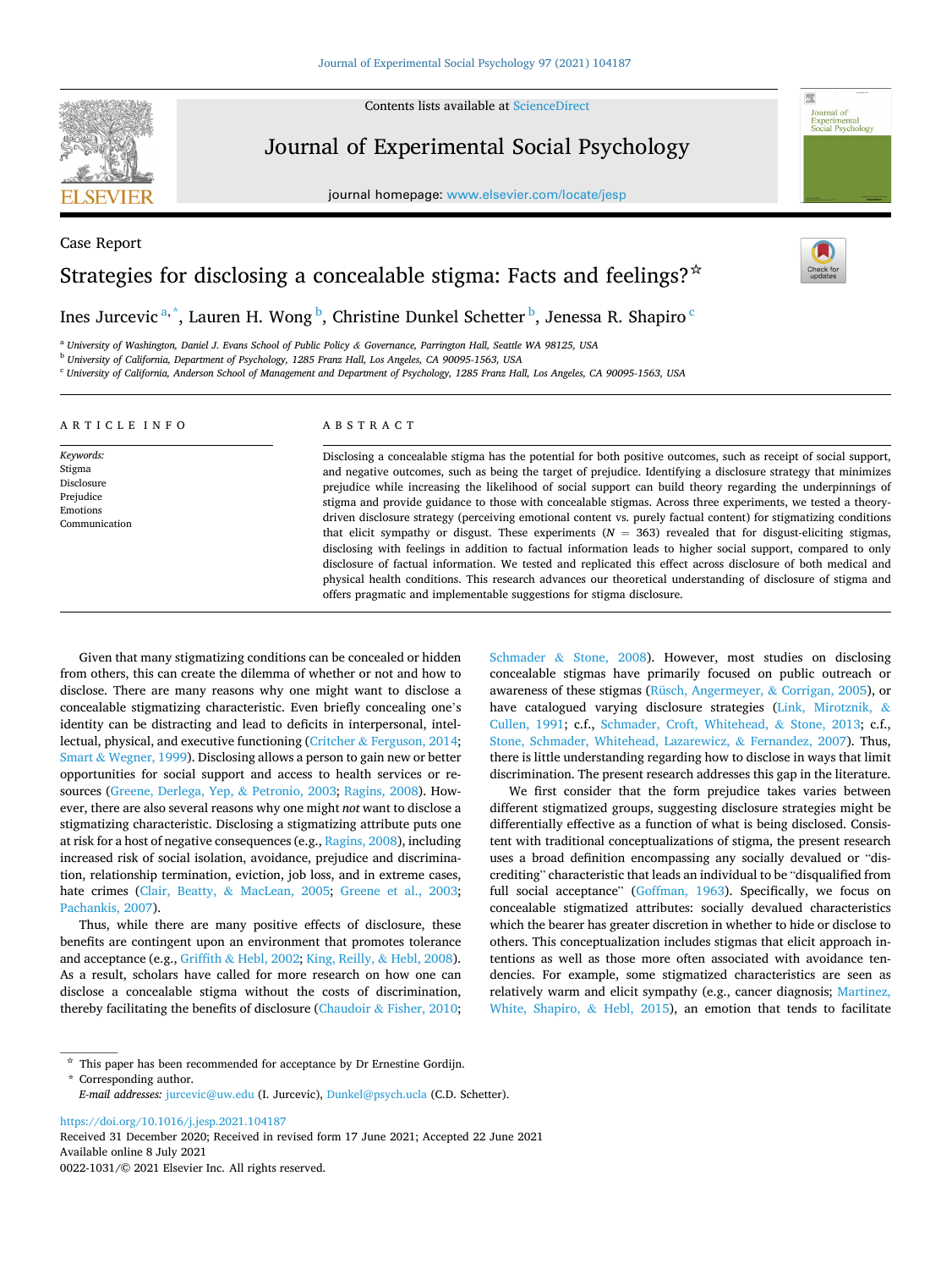Case Report

# Strategies for disclosing a concealable stigma: Facts and feelings?☆

Ines Jurcevic[a,*], Lauren H. Wong[b], Christine Dunkel Schetter[b], Jenessa R. Shapiro[c]

[a] University of Washington, Daniel J. Evans School of Public Policy & Governance, Parrington Hall, Seattle WA 98125, USA
[b] University of California, Department of Psychology, 1285 Franz Hall, Los Angeles, CA 90095-1563, USA
[c] University of California, Anderson School of Management and Department of Psychology, 1285 Franz Hall, Los Angeles, CA 90095-1563, USA

## ARTICLE INFO

*Keywords:*
Stigma
Disclosure
Prejudice
Emotions
Communication

## ABSTRACT

Disclosing a concealable stigma has the potential for both positive outcomes, such as receipt of social support, and negative outcomes, such as being the target of prejudice. Identifying a disclosure strategy that minimizes prejudice while increasing the likelihood of social support can build theory regarding the underpinnings of stigma and provide guidance to those with concealable stigmas. Across three experiments, we tested a theory-driven disclosure strategy (perceiving emotional content vs. purely factual content) for stigmatizing conditions that elicit sympathy or disgust. These experiments ($N$ = 363) revealed that for disgust-eliciting stigmas, disclosing with feelings in addition to factual information leads to higher social support, compared to only disclosure of factual information. We tested and replicated this effect across disclosure of both medical and physical health conditions. This research advances our theoretical understanding of disclosure of stigma and offers pragmatic and implementable suggestions for stigma disclosure.

Given that many stigmatizing conditions can be concealed or hidden from others, this can create the dilemma of whether or not and how to disclose. There are many reasons why one might want to disclose a concealable stigmatizing characteristic. Even briefly concealing one's identity can be distracting and lead to deficits in interpersonal, intellectual, physical, and executive functioning (Critcher & Ferguson, 2014; Smart & Wegner, 1999). Disclosing allows a person to gain new or better opportunities for social support and access to health services or resources (Greene, Derlega, Yep, & Petronio, 2003; Ragins, 2008). However, there are also several reasons why one might *not* want to disclose a stigmatizing characteristic. Disclosing a stigmatizing attribute puts one at risk for a host of negative consequences (e.g., Ragins, 2008), including increased risk of social isolation, avoidance, prejudice and discrimination, relationship termination, eviction, job loss, and in extreme cases, hate crimes (Clair, Beatty, & MacLean, 2005; Greene et al., 2003; Pachankis, 2007).

Thus, while there are many positive effects of disclosure, these benefits are contingent upon an environment that promotes tolerance and acceptance (e.g., Griffith & Hebl, 2002; King, Reilly, & Hebl, 2008). As a result, scholars have called for more research on how one can disclose a concealable stigma without the costs of discrimination, thereby facilitating the benefits of disclosure (Chaudoir & Fisher, 2010; Schmader & Stone, 2008). However, most studies on disclosing concealable stigmas have primarily focused on public outreach or awareness of these stigmas (Rüsch, Angermeyer, & Corrigan, 2005), or have catalogued varying disclosure strategies (Link, Mirotznik, & Cullen, 1991; c.f., Schmader, Croft, Whitehead, & Stone, 2013; c.f., Stone, Schmader, Whitehead, Lazarewicz, & Fernandez, 2007). Thus, there is little understanding regarding how to disclose in ways that limit discrimination. The present research addresses this gap in the literature.

We first consider that the form prejudice takes varies between different stigmatized groups, suggesting disclosure strategies might be differentially effective as a function of what is being disclosed. Consistent with traditional conceptualizations of stigma, the present research uses a broad definition encompassing any socially devalued or "discrediting" characteristic that leads an individual to be "disqualified from full social acceptance" (Goffman, 1963). Specifically, we focus on concealable stigmatized attributes: socially devalued characteristics which the bearer has greater discretion in whether to hide or disclose to others. This conceptualization includes stigmas that elicit approach intentions as well as those more often associated with avoidance tendencies. For example, some stigmatized characteristics are seen as relatively warm and elicit sympathy (e.g., cancer diagnosis; Martinez, White, Shapiro, & Hebl, 2015), an emotion that tends to facilitate

☆ This paper has been recommended for acceptance by Dr Ernestine Gordijn.
\* Corresponding author.
*E-mail addresses:* jurcevic@uw.edu (I. Jurcevic), Dunkel@psych.ucla (C.D. Schetter).

https://doi.org/10.1016/j.jesp.2021.104187
Received 31 December 2020; Received in revised form 17 June 2021; Accepted 22 June 2021
Available online 8 July 2021
0022-1031/© 2021 Elsevier Inc. All rights reserved.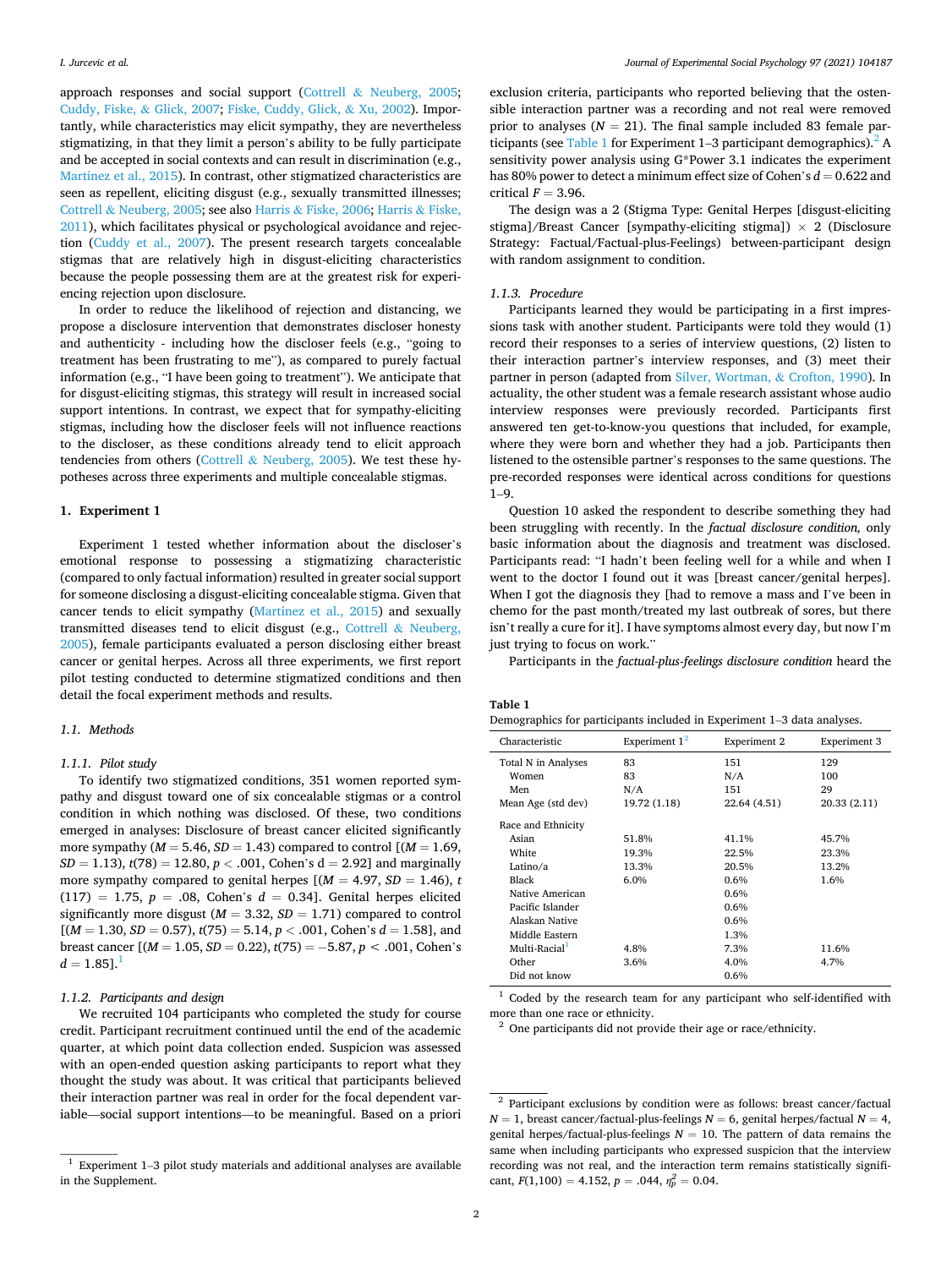approach responses and social support (Cottrell & Neuberg, 2005; Cuddy, Fiske, & Glick, 2007; Fiske, Cuddy, Glick, & Xu, 2002). Importantly, while characteristics may elicit sympathy, they are nevertheless stigmatizing, in that they limit a person's ability to be fully participate and be accepted in social contexts and can result in discrimination (e.g., Martinez et al., 2015). In contrast, other stigmatized characteristics are seen as repellent, eliciting disgust (e.g., sexually transmitted illnesses; Cottrell & Neuberg, 2005; see also Harris & Fiske, 2006; Harris & Fiske, 2011), which facilitates physical or psychological avoidance and rejection (Cuddy et al., 2007). The present research targets concealable stigmas that are relatively high in disgust-eliciting characteristics because the people possessing them are at the greatest risk for experiencing rejection upon disclosure.

In order to reduce the likelihood of rejection and distancing, we propose a disclosure intervention that demonstrates discloser honesty and authenticity - including how the discloser feels (e.g., "going to treatment has been frustrating to me"), as compared to purely factual information (e.g., "I have been going to treatment"). We anticipate that for disgust-eliciting stigmas, this strategy will result in increased social support intentions. In contrast, we expect that for sympathy-eliciting stigmas, including how the discloser feels will not influence reactions to the discloser, as these conditions already tend to elicit approach tendencies from others (Cottrell & Neuberg, 2005). We test these hypotheses across three experiments and multiple concealable stigmas.

## 1. Experiment 1

Experiment 1 tested whether information about the discloser's emotional response to possessing a stigmatizing characteristic (compared to only factual information) resulted in greater social support for someone disclosing a disgust-eliciting concealable stigma. Given that cancer tends to elicit sympathy (Martinez et al., 2015) and sexually transmitted diseases tend to elicit disgust (e.g., Cottrell & Neuberg, 2005), female participants evaluated a person disclosing either breast cancer or genital herpes. Across all three experiments, we first report pilot testing conducted to determine stigmatized conditions and then detail the focal experiment methods and results.

### 1.1. Methods

#### 1.1.1. Pilot study

To identify two stigmatized conditions, 351 women reported sympathy and disgust toward one of six concealable stigmas or a control condition in which nothing was disclosed. Of these, two conditions emerged in analyses: Disclosure of breast cancer elicited significantly more sympathy ($M = 5.46$, $SD = 1.43$) compared to control [($M = 1.69$, $SD = 1.13$), $t(78) = 12.80$, $p < .001$, Cohen's d = 2.92] and marginally more sympathy compared to genital herpes [($M = 4.97$, $SD = 1.46$), $t(117) = 1.75$, $p = .08$, Cohen's $d = 0.34$]. Genital herpes elicited significantly more disgust ($M = 3.32$, $SD = 1.71$) compared to control [($M = 1.30$, $SD = 0.57$), $t(75) = 5.14$, $p < .001$, Cohen's $d = 1.58$], and breast cancer [($M = 1.05$, $SD = 0.22$), $t(75) = -5.87$, $p < .001$, Cohen's $d = 1.85$].[1]

#### 1.1.2. Participants and design

We recruited 104 participants who completed the study for course credit. Participant recruitment continued until the end of the academic quarter, at which point data collection ended. Suspicion was assessed with an open-ended question asking participants to report what they thought the study was about. It was critical that participants believed their interaction partner was real in order for the focal dependent variable—social support intentions—to be meaningful. Based on a priori exclusion criteria, participants who reported believing that the ostensible interaction partner was a recording and not real were removed prior to analyses ($N = 21$). The final sample included 83 female participants (see Table 1 for Experiment 1–3 participant demographics).[2] A sensitivity power analysis using G*Power 3.1 indicates the experiment has 80% power to detect a minimum effect size of Cohen's $d = 0.622$ and critical $F = 3.96$.

The design was a 2 (Stigma Type: Genital Herpes [disgust-eliciting stigma]/Breast Cancer [sympathy-eliciting stigma]) × 2 (Disclosure Strategy: Factual/Factual-plus-Feelings) between-participant design with random assignment to condition.

#### 1.1.3. Procedure

Participants learned they would be participating in a first impressions task with another student. Participants were told they would (1) record their responses to a series of interview questions, (2) listen to their interaction partner's interview responses, and (3) meet their partner in person (adapted from Silver, Wortman, & Crofton, 1990). In actuality, the other student was a female research assistant whose audio interview responses were previously recorded. Participants first answered ten get-to-know-you questions that included, for example, where they were born and whether they had a job. Participants then listened to the ostensible partner's responses to the same questions. The pre-recorded responses were identical across conditions for questions 1–9.

Question 10 asked the respondent to describe something they had been struggling with recently. In the *factual disclosure condition,* only basic information about the diagnosis and treatment was disclosed. Participants read: "I hadn't been feeling well for a while and when I went to the doctor I found out it was [breast cancer/genital herpes]. When I got the diagnosis they [had to remove a mass and I've been in chemo for the past month/treated my last outbreak of sores, but there isn't really a cure for it]. I have symptoms almost every day, but now I'm just trying to focus on work."

Participants in the *factual-plus-feelings disclosure condition* heard the

**Table 1**
Demographics for participants included in Experiment 1–3 data analyses.

| Characteristic | Experiment 1[2] | Experiment 2 | Experiment 3 |
|---|---|---|---|
| Total N in Analyses | 83 | 151 | 129 |
| Women | 83 | N/A | 100 |
| Men | N/A | 151 | 29 |
| Mean Age (std dev) | 19.72 (1.18) | 22.64 (4.51) | 20.33 (2.11) |
| Race and Ethnicity | | | |
| Asian | 51.8% | 41.1% | 45.7% |
| White | 19.3% | 22.5% | 23.3% |
| Latino/a | 13.3% | 20.5% | 13.2% |
| Black | 6.0% | 0.6% | 1.6% |
| Native American | | 0.6% | |
| Pacific Islander | | 0.6% | |
| Alaskan Native | | 0.6% | |
| Middle Eastern | | 1.3% | |
| Multi-Racial[1] | 4.8% | 7.3% | 11.6% |
| Other | 3.6% | 4.0% | 4.7% |
| Did not know | | 0.6% | |

[1] Coded by the research team for any participant who self-identified with more than one race or ethnicity.
[2] One participants did not provide their age or race/ethnicity.

[1] Experiment 1–3 pilot study materials and additional analyses are available in the Supplement.

[2] Participant exclusions by condition were as follows: breast cancer/factual $N = 1$, breast cancer/factual-plus-feelings $N = 6$, genital herpes/factual $N = 4$, genital herpes/factual-plus-feelings $N = 10$. The pattern of data remains the same when including participants who expressed suspicion that the interview recording was not real, and the interaction term remains statistically significant, $F(1,100) = 4.152$, $p = .044$, $\eta_p^2 = 0.04$.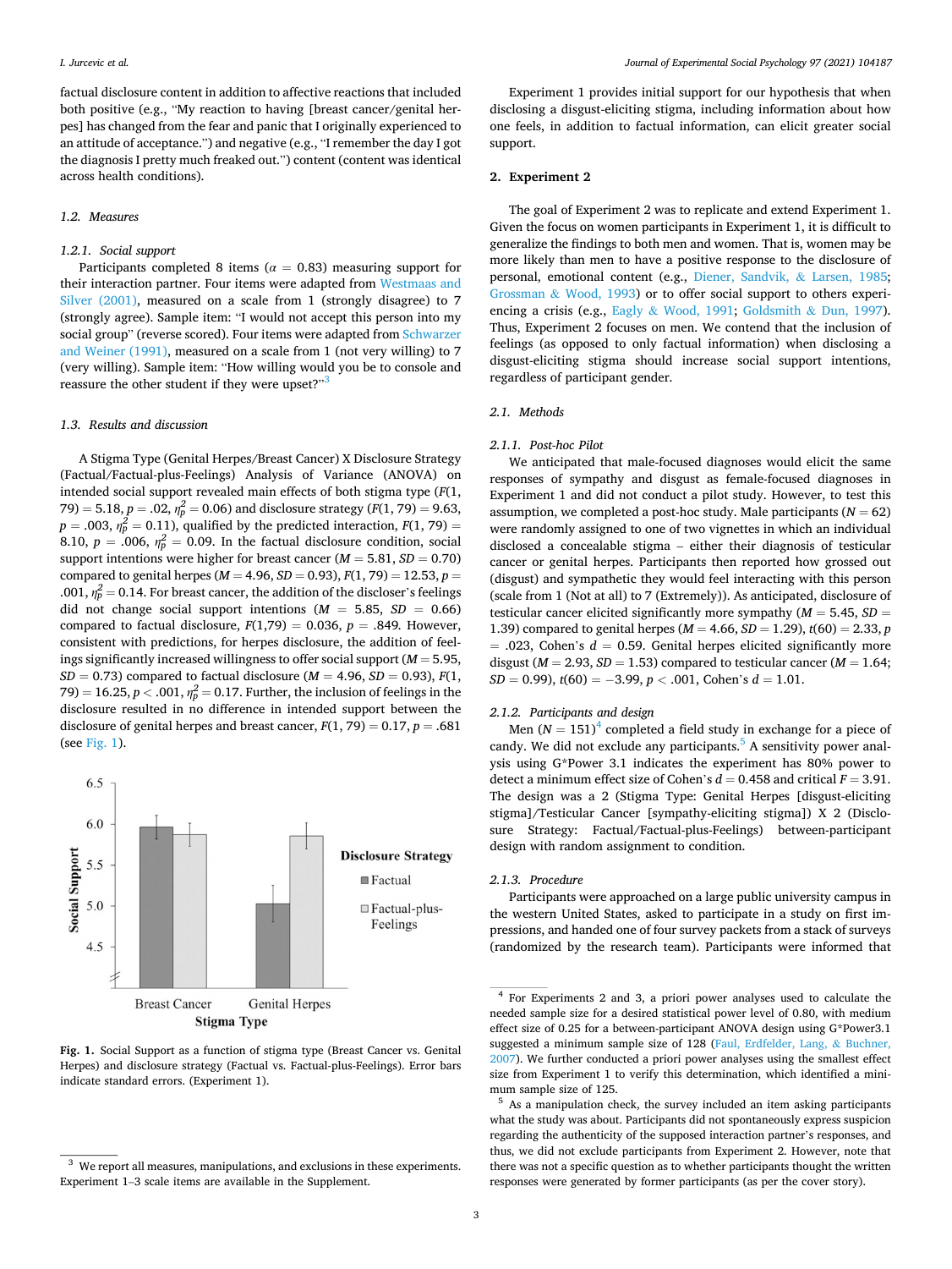factual disclosure content in addition to affective reactions that included both positive (e.g., "My reaction to having [breast cancer/genital herpes] has changed from the fear and panic that I originally experienced to an attitude of acceptance.") and negative (e.g., "I remember the day I got the diagnosis I pretty much freaked out.") content (content was identical across health conditions).

### 1.2. Measures

#### 1.2.1. Social support

Participants completed 8 items ($\alpha = 0.83$) measuring support for their interaction partner. Four items were adapted from Westmaas and Silver (2001), measured on a scale from 1 (strongly disagree) to 7 (strongly agree). Sample item: "I would not accept this person into my social group" (reverse scored). Four items were adapted from Schwarzer and Weiner (1991), measured on a scale from 1 (not very willing) to 7 (very willing). Sample item: "How willing would you be to console and reassure the other student if they were upset?"[3]

### 1.3. Results and discussion

A Stigma Type (Genital Herpes/Breast Cancer) X Disclosure Strategy (Factual/Factual-plus-Feelings) Analysis of Variance (ANOVA) on intended social support revealed main effects of both stigma type ($F(1, 79) = 5.18$, $p = .02$, $\eta_p^2 = 0.06$) and disclosure strategy ($F(1, 79) = 9.63$, $p = .003$, $\eta_p^2 = 0.11$), qualified by the predicted interaction, $F(1, 79) = 8.10$, $p = .006$, $\eta_p^2 = 0.09$. In the factual disclosure condition, social support intentions were higher for breast cancer ($M = 5.81$, $SD = 0.70$) compared to genital herpes ($M = 4.96$, $SD = 0.93$), $F(1, 79) = 12.53$, $p = .001$, $\eta_p^2 = 0.14$. For breast cancer, the addition of the discloser's feelings did not change social support intentions ($M = 5.85$, $SD = 0.66$) compared to factual disclosure, $F(1,79) = 0.036$, $p = .849$. However, consistent with predictions, for herpes disclosure, the addition of feelings significantly increased willingness to offer social support ($M = 5.95$, $SD = 0.73$) compared to factual disclosure ($M = 4.96$, $SD = 0.93$), $F(1, 79) = 16.25$, $p < .001$, $\eta_p^2 = 0.17$. Further, the inclusion of feelings in the disclosure resulted in no difference in intended support between the disclosure of genital herpes and breast cancer, $F(1, 79) = 0.17$, $p = .681$ (see Fig. 1).

**Fig. 1.** Social Support as a function of stigma type (Breast Cancer vs. Genital Herpes) and disclosure strategy (Factual vs. Factual-plus-Feelings). Error bars indicate standard errors. (Experiment 1).

Experiment 1 provides initial support for our hypothesis that when disclosing a disgust-eliciting stigma, including information about how one feels, in addition to factual information, can elicit greater social support.

## 2. Experiment 2

The goal of Experiment 2 was to replicate and extend Experiment 1. Given the focus on women participants in Experiment 1, it is difficult to generalize the findings to both men and women. That is, women may be more likely than men to have a positive response to the disclosure of personal, emotional content (e.g., Diener, Sandvik, & Larsen, 1985; Grossman & Wood, 1993) or to offer social support to others experiencing a crisis (e.g., Eagly & Wood, 1991; Goldsmith & Dun, 1997). Thus, Experiment 2 focuses on men. We contend that the inclusion of feelings (as opposed to only factual information) when disclosing a disgust-eliciting stigma should increase social support intentions, regardless of participant gender.

### 2.1. Methods

#### 2.1.1. Post-hoc Pilot

We anticipated that male-focused diagnoses would elicit the same responses of sympathy and disgust as female-focused diagnoses in Experiment 1 and did not conduct a pilot study. However, to test this assumption, we completed a post-hoc study. Male participants ($N = 62$) were randomly assigned to one of two vignettes in which an individual disclosed a concealable stigma – either their diagnosis of testicular cancer or genital herpes. Participants then reported how grossed out (disgust) and sympathetic they would feel interacting with this person (scale from 1 (Not at all) to 7 (Extremely)). As anticipated, disclosure of testicular cancer elicited significantly more sympathy ($M = 5.45$, $SD = 1.39$) compared to genital herpes ($M = 4.66$, $SD = 1.29$), $t(60) = 2.33$, $p = .023$, Cohen's $d = 0.59$. Genital herpes elicited significantly more disgust ($M = 2.93$, $SD = 1.53$) compared to testicular cancer ($M = 1.64$; $SD = 0.99$), $t(60) = -3.99$, $p < .001$, Cohen's $d = 1.01$.

#### 2.1.2. Participants and design

Men ($N = 151$)[4] completed a field study in exchange for a piece of candy. We did not exclude any participants.[5] A sensitivity power analysis using G*Power 3.1 indicates the experiment has 80% power to detect a minimum effect size of Cohen's $d = 0.458$ and critical $F = 3.91$. The design was a 2 (Stigma Type: Genital Herpes [disgust-eliciting stigma]/Testicular Cancer [sympathy-eliciting stigma]) X 2 (Disclosure Strategy: Factual/Factual-plus-Feelings) between-participant design with random assignment to condition.

#### 2.1.3. Procedure

Participants were approached on a large public university campus in the western United States, asked to participate in a study on first impressions, and handed one of four survey packets from a stack of surveys (randomized by the research team). Participants were informed that

---

[3] We report all measures, manipulations, and exclusions in these experiments. Experiment 1–3 scale items are available in the Supplement.

[4] For Experiments 2 and 3, a priori power analyses used to calculate the needed sample size for a desired statistical power level of 0.80, with medium effect size of 0.25 for a between-participant ANOVA design using G*Power3.1 suggested a minimum sample size of 128 (Faul, Erdfelder, Lang, & Buchner, 2007). We further conducted a priori power analyses using the smallest effect size from Experiment 1 to verify this determination, which identified a minimum sample size of 125.

[5] As a manipulation check, the survey included an item asking participants what the study was about. Participants did not spontaneously express suspicion regarding the authenticity of the supposed interaction partner's responses, and thus, we did not exclude participants from Experiment 2. However, note that there was not a specific question as to whether participants thought the written responses were generated by former participants (as per the cover story).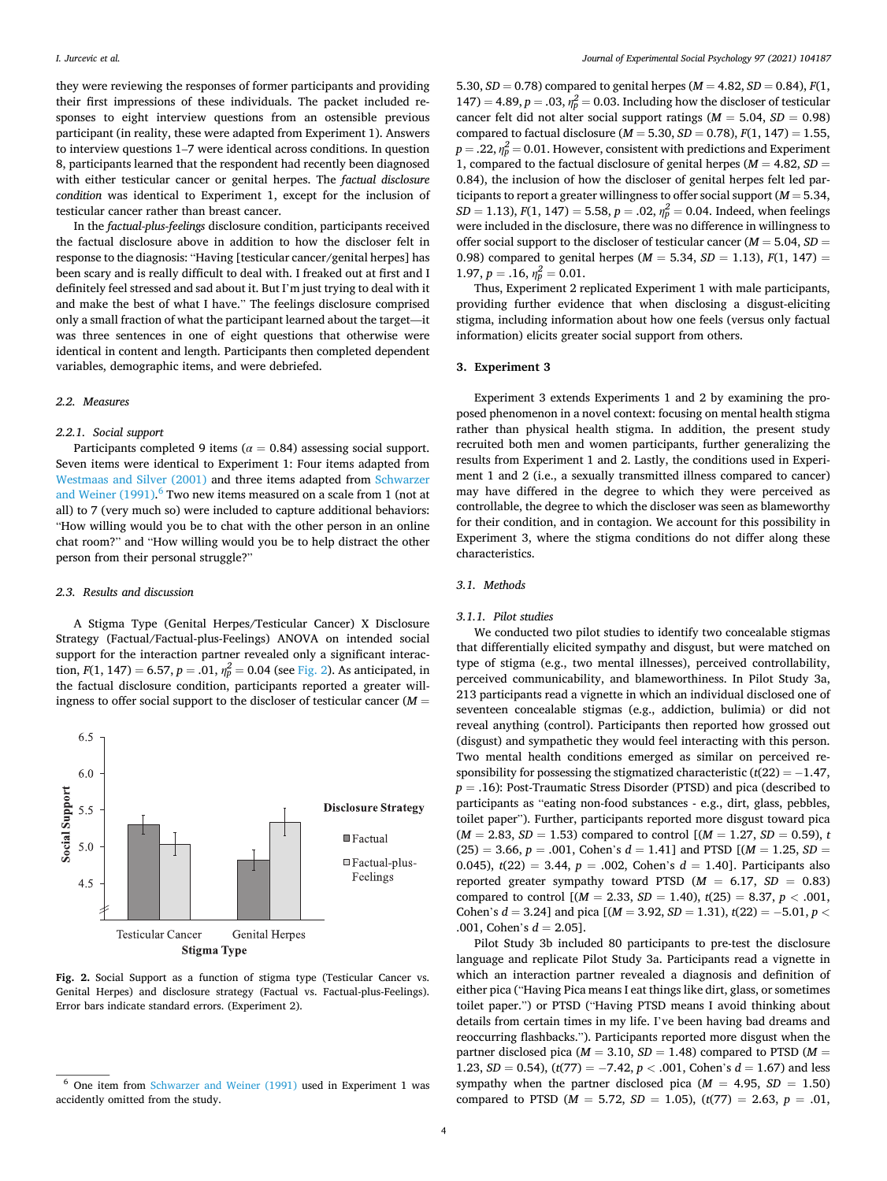they were reviewing the responses of former participants and providing their first impressions of these individuals. The packet included responses to eight interview questions from an ostensible previous participant (in reality, these were adapted from Experiment 1). Answers to interview questions 1–7 were identical across conditions. In question 8, participants learned that the respondent had recently been diagnosed with either testicular cancer or genital herpes. The *factual disclosure condition* was identical to Experiment 1, except for the inclusion of testicular cancer rather than breast cancer.

In the *factual-plus-feelings* disclosure condition, participants received the factual disclosure above in addition to how the discloser felt in response to the diagnosis: "Having [testicular cancer/genital herpes] has been scary and is really difficult to deal with. I freaked out at first and I definitely feel stressed and sad about it. But I'm just trying to deal with it and make the best of what I have." The feelings disclosure comprised only a small fraction of what the participant learned about the target—it was three sentences in one of eight questions that otherwise were identical in content and length. Participants then completed dependent variables, demographic items, and were debriefed.

### 2.2. Measures

#### 2.2.1. Social support

Participants completed 9 items ($\alpha = 0.84$) assessing social support. Seven items were identical to Experiment 1: Four items adapted from Westmaas and Silver (2001) and three items adapted from Schwarzer and Weiner (1991).[6] Two new items measured on a scale from 1 (not at all) to 7 (very much so) were included to capture additional behaviors: "How willing would you be to chat with the other person in an online chat room?" and "How willing would you be to help distract the other person from their personal struggle?"

### 2.3. Results and discussion

A Stigma Type (Genital Herpes/Testicular Cancer) X Disclosure Strategy (Factual/Factual-plus-Feelings) ANOVA on intended social support for the interaction partner revealed only a significant interaction, $F(1, 147) = 6.57$, $p = .01$, $\eta_p^2 = 0.04$ (see Fig. 2). As anticipated, in the factual disclosure condition, participants reported a greater willingness to offer social support to the discloser of testicular cancer ($M = 5.30$, $SD = 0.78$) compared to genital herpes ($M = 4.82$, $SD = 0.84$), $F(1, 147) = 4.89$, $p = .03$, $\eta_p^2 = 0.03$. Including how the discloser of testicular cancer felt did not alter social support ratings ($M = 5.04$, $SD = 0.98$) compared to factual disclosure ($M = 5.30$, $SD = 0.78$), $F(1, 147) = 1.55$, $p = .22$, $\eta_p^2 = 0.01$. However, consistent with predictions and Experiment 1, compared to the factual disclosure of genital herpes ($M = 4.82$, $SD = 0.84$), the inclusion of how the discloser of genital herpes felt led participants to report a greater willingness to offer social support ($M = 5.34$, $SD = 1.13$), $F(1, 147) = 5.58$, $p = .02$, $\eta_p^2 = 0.04$. Indeed, when feelings were included in the disclosure, there was no difference in willingness to offer social support to the discloser of testicular cancer ($M = 5.04$, $SD = 0.98$) compared to genital herpes ($M = 5.34$, $SD = 1.13$), $F(1, 147) = 1.97$, $p = .16$, $\eta_p^2 = 0.01$.

Fig. 2. Social Support as a function of stigma type (Testicular Cancer vs. Genital Herpes) and disclosure strategy (Factual vs. Factual-plus-Feelings). Error bars indicate standard errors. (Experiment 2).

Thus, Experiment 2 replicated Experiment 1 with male participants, providing further evidence that when disclosing a disgust-eliciting stigma, including information about how one feels (versus only factual information) elicits greater social support from others.

## 3. Experiment 3

Experiment 3 extends Experiments 1 and 2 by examining the proposed phenomenon in a novel context: focusing on mental health stigma rather than physical health stigma. In addition, the present study recruited both men and women participants, further generalizing the results from Experiment 1 and 2. Lastly, the conditions used in Experiment 1 and 2 (i.e., a sexually transmitted illness compared to cancer) may have differed in the degree to which they were perceived as controllable, the degree to which the discloser was seen as blameworthy for their condition, and in contagion. We account for this possibility in Experiment 3, where the stigma conditions do not differ along these characteristics.

### 3.1. Methods

#### 3.1.1. Pilot studies

We conducted two pilot studies to identify two concealable stigmas that differentially elicited sympathy and disgust, but were matched on type of stigma (e.g., two mental illnesses), perceived controllability, perceived communicability, and blameworthiness. In Pilot Study 3a, 213 participants read a vignette in which an individual disclosed one of seventeen concealable stigmas (e.g., addiction, bulimia) or did not reveal anything (control). Participants then reported how grossed out (disgust) and sympathetic they would feel interacting with this person. Two mental health conditions emerged as similar on perceived responsibility for possessing the stigmatized characteristic ($t(22) = -1.47$, $p = .16$): Post-Traumatic Stress Disorder (PTSD) and pica (described to participants as "eating non-food substances - e.g., dirt, glass, pebbles, toilet paper"). Further, participants reported more disgust toward pica ($M = 2.83$, $SD = 1.53$) compared to control [($M = 1.27$, $SD = 0.59$), $t(25) = 3.66$, $p = .001$, Cohen's $d = 1.41$] and PTSD [($M = 1.25$, $SD = 0.045$), $t(22) = 3.44$, $p = .002$, Cohen's $d = 1.40$]. Participants also reported greater sympathy toward PTSD ($M = 6.17$, $SD = 0.83$) compared to control [($M = 2.33$, $SD = 1.40$), $t(25) = 8.37$, $p < .001$, Cohen's $d = 3.24$] and pica [($M = 3.92$, $SD = 1.31$), $t(22) = -5.01$, $p < .001$, Cohen's $d = 2.05$].

Pilot Study 3b included 80 participants to pre-test the disclosure language and replicate Pilot Study 3a. Participants read a vignette in which an interaction partner revealed a diagnosis and definition of either pica ("Having Pica means I eat things like dirt, glass, or sometimes toilet paper.") or PTSD ("Having PTSD means I avoid thinking about details from certain times in my life. I've been having bad dreams and reoccurring flashbacks."). Participants reported more disgust when the partner disclosed pica ($M = 3.10$, $SD = 1.48$) compared to PTSD ($M = 1.23$, $SD = 0.54$), ($t(77) = -7.42$, $p < .001$, Cohen's $d = 1.67$) and less sympathy when the partner disclosed pica ($M = 4.95$, $SD = 1.50$) compared to PTSD ($M = 5.72$, $SD = 1.05$), ($t(77) = 2.63$, $p = .01$,

[6] One item from Schwarzer and Weiner (1991) used in Experiment 1 was accidently omitted from the study.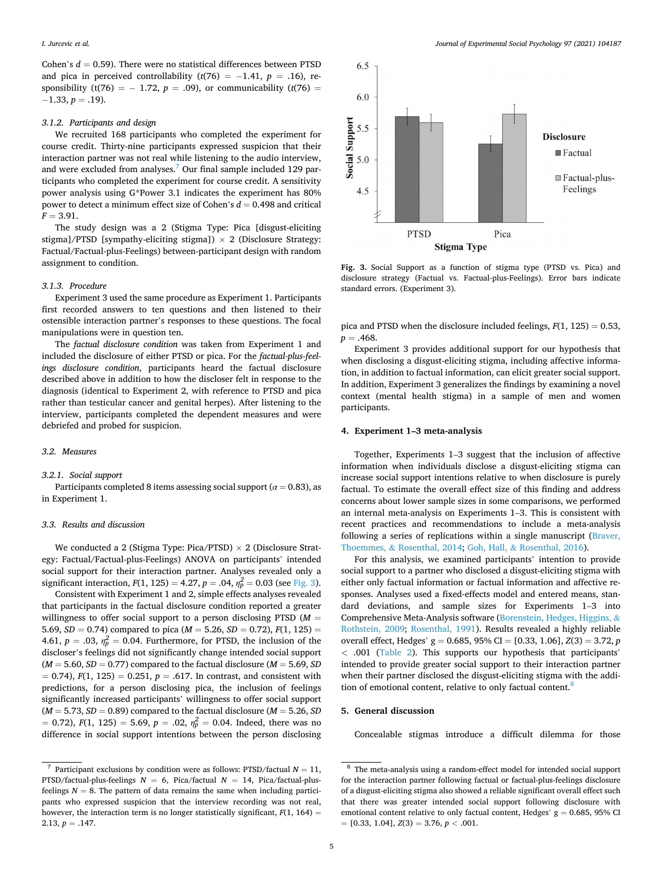Cohen's $d = 0.59$). There were no statistical differences between PTSD and pica in perceived controllability ($t(76) = -1.41$, $p = .16$), responsibility ($t(76) = -1.72$, $p = .09$), or communicability ($t(76) = -1.33$, $p = .19$).

#### 3.1.2. Participants and design

We recruited 168 participants who completed the experiment for course credit. Thirty-nine participants expressed suspicion that their interaction partner was not real while listening to the audio interview, and were excluded from analyses.[7] Our final sample included 129 participants who completed the experiment for course credit. A sensitivity power analysis using G*Power 3.1 indicates the experiment has 80% power to detect a minimum effect size of Cohen's $d = 0.498$ and critical $F = 3.91$.

The study design was a 2 (Stigma Type: Pica [disgust-eliciting stigma]/PTSD [sympathy-eliciting stigma]) × 2 (Disclosure Strategy: Factual/Factual-plus-Feelings) between-participant design with random assignment to condition.

#### 3.1.3. Procedure

Experiment 3 used the same procedure as Experiment 1. Participants first recorded answers to ten questions and then listened to their ostensible interaction partner's responses to these questions. The focal manipulations were in question ten.

The *factual disclosure condition* was taken from Experiment 1 and included the disclosure of either PTSD or pica. For the *factual-plus-feelings disclosure condition*, participants heard the factual disclosure described above in addition to how the discloser felt in response to the diagnosis (identical to Experiment 2, with reference to PTSD and pica rather than testicular cancer and genital herpes). After listening to the interview, participants completed the dependent measures and were debriefed and probed for suspicion.

### 3.2. Measures

#### 3.2.1. Social support

Participants completed 8 items assessing social support ($\alpha = 0.83$), as in Experiment 1.

### 3.3. Results and discussion

We conducted a 2 (Stigma Type: Pica/PTSD) × 2 (Disclosure Strategy: Factual/Factual-plus-Feelings) ANOVA on participants' intended social support for their interaction partner. Analyses revealed only a significant interaction, $F(1, 125) = 4.27$, $p = .04$, $\eta_p^2 = 0.03$ (see Fig. 3).

Consistent with Experiment 1 and 2, simple effects analyses revealed that participants in the factual disclosure condition reported a greater willingness to offer social support to a person disclosing PTSD ($M = 5.69$, $SD = 0.74$) compared to pica ($M = 5.26$, $SD = 0.72$), $F(1, 125) = 4.61$, $p = .03$, $\eta_p^2 = 0.04$. Furthermore, for PTSD, the inclusion of the discloser's feelings did not significantly change intended social support ($M = 5.60$, $SD = 0.77$) compared to the factual disclosure ($M = 5.69$, $SD = 0.74$), $F(1, 125) = 0.251$, $p = .617$. In contrast, and consistent with predictions, for a person disclosing pica, the inclusion of feelings significantly increased participants' willingness to offer social support ($M = 5.73$, $SD = 0.89$) compared to the factual disclosure ($M = 5.26$, $SD = 0.72$), $F(1, 125) = 5.69$, $p = .02$, $\eta_p^2 = 0.04$. Indeed, there was no difference in social support intentions between the person disclosing pica and PTSD when the disclosure included feelings, $F(1, 125) = 0.53$, $p = .468$.

**Fig. 3.** Social Support as a function of stigma type (PTSD vs. Pica) and disclosure strategy (Factual vs. Factual-plus-Feelings). Error bars indicate standard errors. (Experiment 3).

Experiment 3 provides additional support for our hypothesis that when disclosing a disgust-eliciting stigma, including affective information, in addition to factual information, can elicit greater social support. In addition, Experiment 3 generalizes the findings by examining a novel context (mental health stigma) in a sample of men and women participants.

## 4. Experiment 1–3 meta-analysis

Together, Experiments 1–3 suggest that the inclusion of affective information when individuals disclose a disgust-eliciting stigma can increase social support intentions relative to when disclosure is purely factual. To estimate the overall effect size of this finding and address concerns about lower sample sizes in some comparisons, we performed an internal meta-analysis on Experiments 1–3. This is consistent with recent practices and recommendations to include a meta-analysis following a series of replications within a single manuscript (Braver, Thoemmes, & Rosenthal, 2014; Goh, Hall, & Rosenthal, 2016).

For this analysis, we examined participants' intention to provide social support to a partner who disclosed a disgust-eliciting stigma with either only factual information or factual information and affective responses. Analyses used a fixed-effects model and entered means, standard deviations, and sample sizes for Experiments 1–3 into Comprehensive Meta-Analysis software (Borenstein, Hedges, Higgins, & Rothstein, 2009; Rosenthal, 1991). Results revealed a highly reliable overall effect, Hedges' $g = 0.685$, 95% CI = [0.33, 1.06], $Z(3) = 3.72$, $p < .001$ (Table 2). This supports our hypothesis that participants' intended to provide greater social support to their interaction partner when their partner disclosed the disgust-eliciting stigma with the addition of emotional content, relative to only factual content.[8]

## 5. General discussion

Concealable stigmas introduce a difficult dilemma for those

---

[7] Participant exclusions by condition were as follows: PTSD/factual $N = 11$, PTSD/factual-plus-feelings $N = 6$, Pica/factual $N = 14$, Pica/factual-plus-feelings $N = 8$. The pattern of data remains the same when including participants who expressed suspicion that the interview recording was not real, however, the interaction term is no longer statistically significant, $F(1, 164) = 2.13$, $p = .147$.

[8] The meta-analysis using a random-effect model for intended social support for the interaction partner following factual or factual-plus-feelings disclosure of a disgust-eliciting stigma also showed a reliable significant overall effect such that there was greater intended social support following disclosure with emotional content relative to only factual content, Hedges' $g = 0.685$, 95% CI = [0.33, 1.04], $Z(3) = 3.76$, $p < .001$.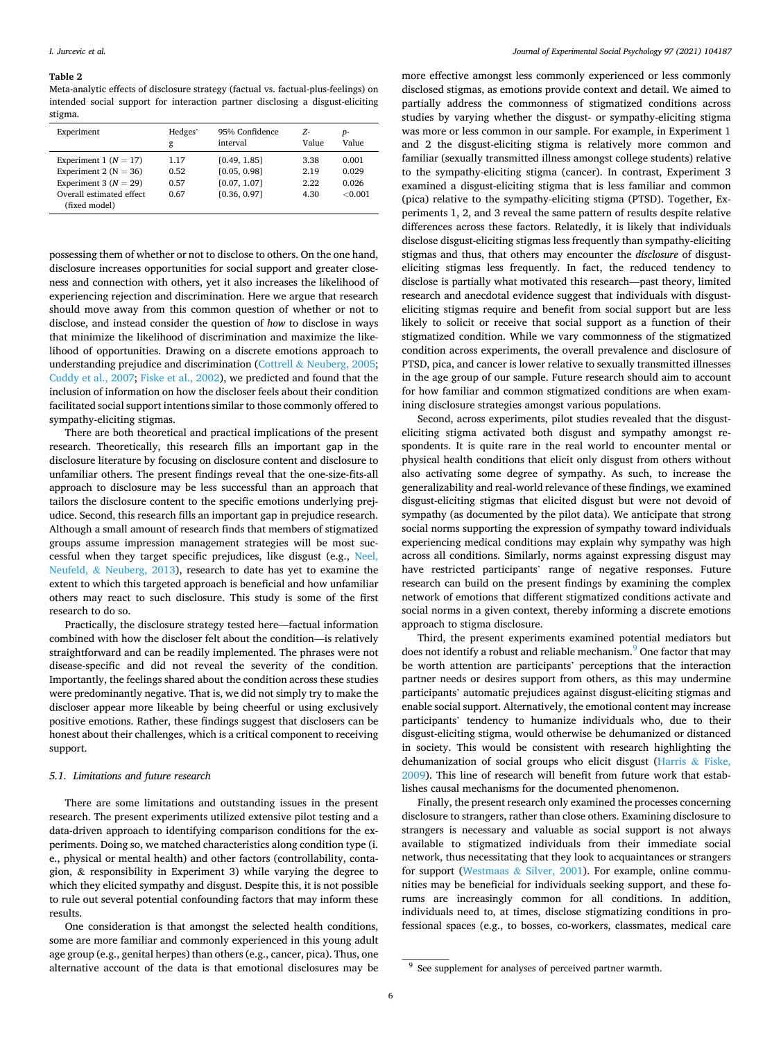**Table 2**
Meta-analytic effects of disclosure strategy (factual vs. factual-plus-feelings) on intended social support for interaction partner disclosing a disgust-eliciting stigma.

| Experiment | Hedges' g | 95% Confidence interval | Z-Value | p-Value |
|---|---|---|---|---|
| Experiment 1 ($N = 17$) | 1.17 | [0.49, 1.85] | 3.38 | 0.001 |
| Experiment 2 ($N = 36$) | 0.52 | [0.05, 0.98] | 2.19 | 0.029 |
| Experiment 3 ($N = 29$) | 0.57 | [0.07, 1.07] | 2.22 | 0.026 |
| Overall estimated effect (fixed model) | 0.67 | [0.36, 0.97] | 4.30 | <0.001 |

possessing them of whether or not to disclose to others. On the one hand, disclosure increases opportunities for social support and greater closeness and connection with others, yet it also increases the likelihood of experiencing rejection and discrimination. Here we argue that research should move away from this common question of whether or not to disclose, and instead consider the question of *how* to disclose in ways that minimize the likelihood of discrimination and maximize the likelihood of opportunities. Drawing on a discrete emotions approach to understanding prejudice and discrimination (Cottrell & Neuberg, 2005; Cuddy et al., 2007; Fiske et al., 2002), we predicted and found that the inclusion of information on how the discloser feels about their condition facilitated social support intentions similar to those commonly offered to sympathy-eliciting stigmas.

There are both theoretical and practical implications of the present research. Theoretically, this research fills an important gap in the disclosure literature by focusing on disclosure content and disclosure to unfamiliar others. The present findings reveal that the one-size-fits-all approach to disclosure may be less successful than an approach that tailors the disclosure content to the specific emotions underlying prejudice. Second, this research fills an important gap in prejudice research. Although a small amount of research finds that members of stigmatized groups assume impression management strategies will be most successful when they target specific prejudices, like disgust (e.g., Neel, Neufeld, & Neuberg, 2013), research to date has yet to examine the extent to which this targeted approach is beneficial and how unfamiliar others may react to such disclosure. This study is some of the first research to do so.

Practically, the disclosure strategy tested here—factual information combined with how the discloser felt about the condition—is relatively straightforward and can be readily implemented. The phrases were not disease-specific and did not reveal the severity of the condition. Importantly, the feelings shared about the condition across these studies were predominantly negative. That is, we did not simply try to make the discloser appear more likeable by being cheerful or using exclusively positive emotions. Rather, these findings suggest that disclosers can be honest about their challenges, which is a critical component to receiving support.

### 5.1. Limitations and future research

There are some limitations and outstanding issues in the present research. The present experiments utilized extensive pilot testing and a data-driven approach to identifying comparison conditions for the experiments. Doing so, we matched characteristics along condition type (i.e., physical or mental health) and other factors (controllability, contagion, & responsibility in Experiment 3) while varying the degree to which they elicited sympathy and disgust. Despite this, it is not possible to rule out several potential confounding factors that may inform these results.

One consideration is that amongst the selected health conditions, some are more familiar and commonly experienced in this young adult age group (e.g., genital herpes) than others (e.g., cancer, pica). Thus, one alternative account of the data is that emotional disclosures may be more effective amongst less commonly experienced or less commonly disclosed stigmas, as emotions provide context and detail. We aimed to partially address the commonness of stigmatized conditions across studies by varying whether the disgust- or sympathy-eliciting stigma was more or less common in our sample. For example, in Experiment 1 and 2 the disgust-eliciting stigma is relatively more common and familiar (sexually transmitted illness amongst college students) relative to the sympathy-eliciting stigma (cancer). In contrast, Experiment 3 examined a disgust-eliciting stigma that is less familiar and common (pica) relative to the sympathy-eliciting stigma (PTSD). Together, Experiments 1, 2, and 3 reveal the same pattern of results despite relative differences across these factors. Relatedly, it is likely that individuals disclose disgust-eliciting stigmas less frequently than sympathy-eliciting stigmas and thus, that others may encounter the *disclosure* of disgust-eliciting stigmas less frequently. In fact, the reduced tendency to disclose is partially what motivated this research—past theory, limited research and anecdotal evidence suggest that individuals with disgust-eliciting stigmas require and benefit from social support but are less likely to solicit or receive that social support as a function of their stigmatized condition. While we vary commonness of the stigmatized condition across experiments, the overall prevalence and disclosure of PTSD, pica, and cancer is lower relative to sexually transmitted illnesses in the age group of our sample. Future research should aim to account for how familiar and common stigmatized conditions are when examining disclosure strategies amongst various populations.

Second, across experiments, pilot studies revealed that the disgust-eliciting stigma activated both disgust and sympathy amongst respondents. It is quite rare in the real world to encounter mental or physical health conditions that elicit only disgust from others without also activating some degree of sympathy. As such, to increase the generalizability and real-world relevance of these findings, we examined disgust-eliciting stigmas that elicited disgust but were not devoid of sympathy (as documented by the pilot data). We anticipate that strong social norms supporting the expression of sympathy toward individuals experiencing medical conditions may explain why sympathy was high across all conditions. Similarly, norms against expressing disgust may have restricted participants' range of negative responses. Future research can build on the present findings by examining the complex network of emotions that different stigmatized conditions activate and social norms in a given context, thereby informing a discrete emotions approach to stigma disclosure.

Third, the present experiments examined potential mediators but does not identify a robust and reliable mechanism.[9] One factor that may be worth attention are participants' perceptions that the interaction partner needs or desires support from others, as this may undermine participants' automatic prejudices against disgust-eliciting stigmas and enable social support. Alternatively, the emotional content may increase participants' tendency to humanize individuals who, due to their disgust-eliciting stigma, would otherwise be dehumanized or distanced in society. This would be consistent with research highlighting the dehumanization of social groups who elicit disgust (Harris & Fiske, 2009). This line of research will benefit from future work that establishes causal mechanisms for the documented phenomenon.

Finally, the present research only examined the processes concerning disclosure to strangers, rather than close others. Examining disclosure to strangers is necessary and valuable as social support is not always available to stigmatized individuals from their immediate social network, thus necessitating that they look to acquaintances or strangers for support (Westmaas & Silver, 2001). For example, online communities may be beneficial for individuals seeking support, and these forums are increasingly common for all conditions. In addition, individuals need to, at times, disclose stigmatizing conditions in professional spaces (e.g., to bosses, co-workers, classmates, medical care

[9] See supplement for analyses of perceived partner warmth.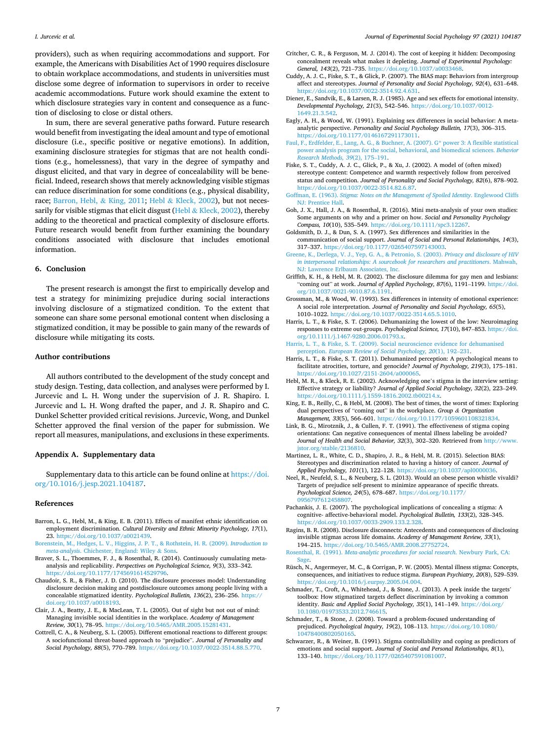providers), such as when requiring accommodations and support. For example, the Americans with Disabilities Act of 1990 requires disclosure to obtain workplace accommodations, and students in universities must disclose some degree of information to supervisors in order to receive academic accommodations. Future work should examine the extent to which disclosure strategies vary in content and consequence as a function of disclosing to close or distal others.

In sum, there are several generative paths forward. Future research would benefit from investigating the ideal amount and type of emotional disclosure (i.e., specific positive or negative emotions). In addition, examining disclosure strategies for stigmas that are not health conditions (e.g., homelessness), that vary in the degree of sympathy and disgust elicited, and that vary in degree of concealability will be beneficial. Indeed, research shows that merely acknowledging visible stigmas can reduce discrimination for some conditions (e.g., physical disability, race; Barron, Hebl, & King, 2011; Hebl & Kleck, 2002), but not necessarily for visible stigmas that elicit disgust (Hebl & Kleck, 2002), thereby adding to the theoretical and practical complexity of disclosure efforts. Future research would benefit from further examining the boundary conditions associated with disclosure that includes emotional information.

## 6. Conclusion

The present research is amongst the first to empirically develop and test a strategy for minimizing prejudice during social interactions involving disclosure of a stigmatized condition. To the extent that someone can share some personal emotional content when disclosing a stigmatized condition, it may be possible to gain many of the rewards of disclosure while mitigating its costs.

## Author contributions

All authors contributed to the development of the study concept and study design. Testing, data collection, and analyses were performed by I. Jurcevic and L. H. Wong under the supervision of J. R. Shapiro. I. Jurcevic and L. H. Wong drafted the paper, and J. R. Shapiro and C. Dunkel Schetter provided critical revisions. Jurcevic, Wong, and Dunkel Schetter approved the final version of the paper for submission. We report all measures, manipulations, and exclusions in these experiments.

## Appendix A. Supplementary data

Supplementary data to this article can be found online at https://doi.org/10.1016/j.jesp.2021.104187.

## References

Barron, L. G., Hebl, M., & King, E. B. (2011). Effects of manifest ethnic identification on employment discrimination. *Cultural Diversity and Ethnic Minority Psychology, 17*(1), 23. https://doi.org/10.1037/a0021439.

Borenstein, M., Hedges, L. V., Higgins, J. P. T., & Rothstein, H. R. (2009). *Introduction to meta-analysis*. Chichester, England: Wiley & Sons.

Braver, S. L., Thoemmes, F. J., & Rosenthal, R. (2014). Continuously cumulating meta-analysis and replicability. *Perspectives on Psychological Science, 9*(3), 333–342. https://doi.org/10.1177/1745691614529796.

Chaudoir, S. R., & Fisher, J. D. (2010). The disclosure processes model: Understanding disclosure decision making and postdisclosure outcomes among people living with a concealable stigmatized identity. *Psychological Bulletin, 136*(2), 236–256. https://doi.org/10.1037/a0018193.

Clair, J. A., Beatty, J. E., & MacLean, T. L. (2005). Out of sight but not out of mind: Managing invisible social identities in the workplace. *Academy of Management Review, 30*(1), 78–95. https://doi.org/10.5465/AMR.2005.15281431.

Cottrell, C. A., & Neuberg, S. L. (2005). Different emotional reactions to different groups: A sociofunctional threat-based approach to "prejudice". *Journal of Personality and Social Psychology, 88*(5), 770–789. https://doi.org/10.1037/0022-3514.88.5.770.

Critcher, C. R., & Ferguson, M. J. (2014). The cost of keeping it hidden: Decomposing concealment reveals what makes it depleting. *Journal of Experimental Psychology: General, 143*(2), 721–735. https://doi.org/10.1037/a0033468.

Cuddy, A. J. C., Fiske, S. T., & Glick, P. (2007). The BIAS map: Behaviors from intergroup affect and stereotypes. *Journal of Personality and Social Psychology, 92*(4), 631–648. https://doi.org/10.1037/0022-3514.92.4.631.

Diener, E., Sandvik, E., & Larsen, R. J. (1985). Age and sex effects for emotional intensity. *Developmental Psychology, 21*(3), 542–546. https://doi.org/10.1037/0012-1649.21.3.542.

Eagly, A. H., & Wood, W. (1991). Explaining sex differences in social behavior: A meta-analytic perspective. *Personality and Social Psychology Bulletin, 17*(3), 306–315. https://doi.org/10.1177/0146167291173011.

Faul, F., Erdfelder, E., Lang, A. G., & Buchner, A. (2007). G* power 3: A flexible statistical power analysis program for the social, behavioral, and biomedical sciences. *Behavior Research Methods, 39*(2), 175–191.

Fiske, S. T., Cuddy, A. J. C., Glick, P., & Xu, J. (2002). A model of (often mixed) stereotype content: Competence and warmth respectively follow from perceived status and competition. *Journal of Personality and Social Psychology, 82*(6), 878–902. https://doi.org/10.1037/0022-3514.82.6.87.

Goffman, E. (1963). *Stigma: Notes on the Management of Spoiled Identity*. Englewood Cliffs NJ: Prentice Hall.

Goh, J. X., Hall, J. A., & Rosenthal, R. (2016). Mini meta-analysis of your own studies: Some arguments on why and a primer on how. *Social and Personality Psychology Compass, 10*(10), 535–549. https://doi.org/10.1111/spc3.12267.

Goldsmith, D. J., & Dun, S. A. (1997). Sex differences and similarities in the communication of social support. *Journal of Social and Personal Relationships, 14*(3), 317–337. https://doi.org/10.1177/0265407597143003.

Greene, K., Derlega, V. J., Yep, G. A., & Petronio, S. (2003). *Privacy and disclosure of HIV in interpersonal relationships: A sourcebook for researchers and practitioners*. Mahwah, NJ: Lawrence Erlbaum Associates, Inc.

Griffith, K. H., & Hebl, M. R. (2002). The disclosure dilemma for gay men and lesbians: "coming out" at work. *Journal of Applied Psychology, 87*(6), 1191–1199. https://doi.org/10.1037/0021-9010.87.6.1191.

Grossman, M., & Wood, W. (1993). Sex differences in intensity of emotional experience: A social role interpretation. *Journal of Personality and Social Psychology, 65*(5), 1010–1022. https://doi.org/10.1037/0022-3514.65.5.1010.

Harris, L. T., & Fiske, S. T. (2006). Dehumanizing the lowest of the low: Neuroimaging responses to extreme out-groups. *Psychological Science, 17*(10), 847–853. https://doi.org/10.1111/j.1467-9280.2006.01793.x.

Harris, L. T., & Fiske, S. T. (2009). Social neuroscience evidence for dehumanised perception. *European Review of Social Psychology, 20*(1), 192–231.

Harris, L. T., & Fiske, S. T. (2011). Dehumanized perception: A psychological means to facilitate atrocities, torture, and genocide? *Journal of Psychology, 219*(3), 175–181. https://doi.org/10.1027/2151-2604/a000065.

Hebl, M. R., & Kleck, R. E. (2002). Acknowledging one's stigma in the interview setting: Effective strategy or liability? *Journal of Applied Social Psychology, 32*(2), 223–249. https://doi.org/10.1111/j.1559-1816.2002.tb00214.x.

King, E. B., Reilly, C., & Hebl, M. (2008). The best of times, the worst of times: Exploring dual perspectives of "coming out" in the workplace. *Group & Organization Management, 33*(5), 566–601. https://doi.org/10.1177/1059601108321834.

Link, B. G., Mirotznik, J., & Cullen, F. T. (1991). The effectiveness of stigma coping orientations: Can negative consequences of mental illness labeling be avoided? *Journal of Health and Social Behavior, 32*(3), 302–320. Retrieved from http://www.jstor.org/stable/2136810.

Martinez, L. R., White, C. D., Shapiro, J. R., & Hebl, M. R. (2015). Selection BIAS: Stereotypes and discrimination related to having a history of cancer. *Journal of Applied Psychology, 101*(1), 122–128. https://doi.org/10.1037/apl0000036.

Neel, R., Neufeld, S. L., & Neuberg, S. L. (2013). Would an obese person whistle vivaldi? Targets of prejudice self-present to minimize appearance of specific threats. *Psychological Science, 24*(5), 678–687. https://doi.org/10.1177/0956797612458807.

Pachankis, J. E. (2007). The psychological implications of concealing a stigma: A cognitive- affective-behavioral model. *Psychological Bulletin, 133*(2), 328–345. https://doi.org/10.1037/0033-2909.133.2.328.

Ragins, B. R. (2008). Disclosure disconnects: Antecedents and consequences of disclosing invisible stigmas across life domains. *Academy of Management Review, 33*(1), 194–215. https://doi.org/10.5465/AMR.2008.27752724.

Rosenthal, R. (1991). *Meta-analytic procedures for social research*. Newbury Park, CA: Sage.

Rüsch, N., Angermeyer, M. C., & Corrigan, P. W. (2005). Mental illness stigma: Concepts, consequences, and initiatives to reduce stigma. *European Psychiatry, 20*(8), 529–539. https://doi.org/10.1016/j.eurpsy.2005.04.004.

Schmader, T., Croft, A., Whitehead, J., & Stone, J. (2013). A peek inside the targets' toolbox: How stigmatized targets deflect discrimination by invoking a common identity. *Basic and Applied Social Psychology, 35*(1), 141–149. https://doi.org/10.1080/01973533.2012.746615.

Schmader, T., & Stone, J. (2008). Toward a problem-focused understanding of prejudice. *Psychological Inquiry, 19*(2), 108–113. https://doi.org/10.1080/10478400802050165.

Schwarzer, R., & Weiner, B. (1991). Stigma controllability and coping as predictors of emotions and social support. *Journal of Social and Personal Relationships, 8*(1), 133–140. https://doi.org/10.1177/0265407591081007.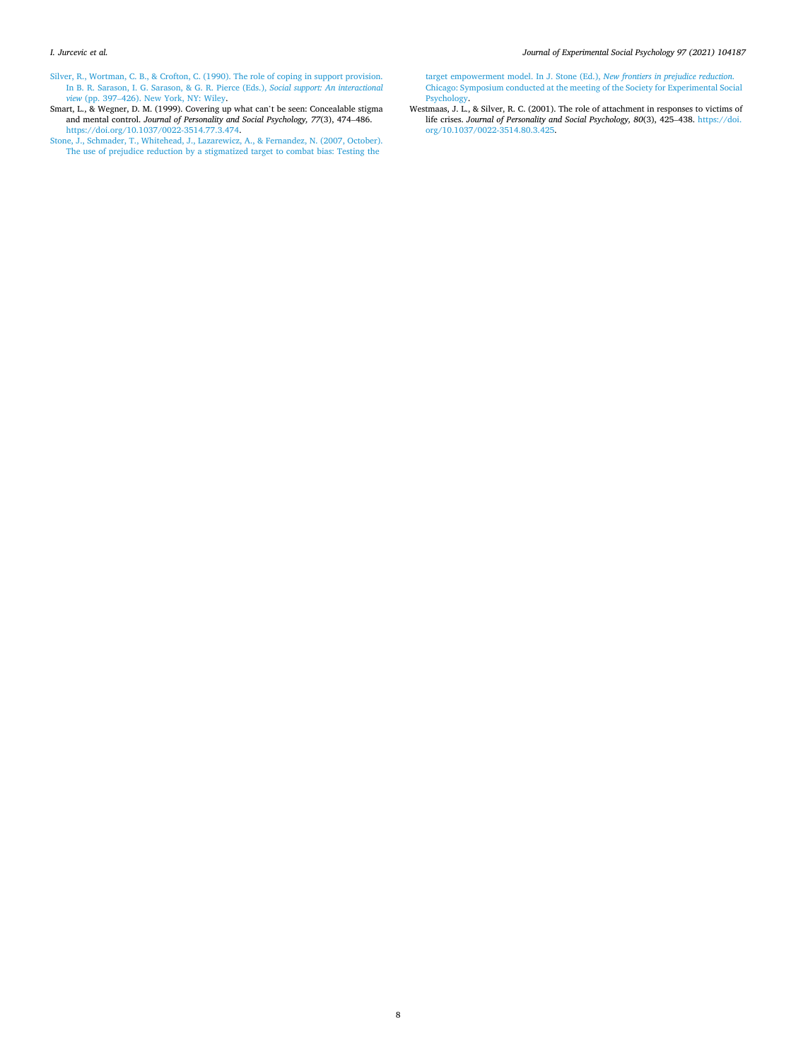Silver, R., Wortman, C. B., & Crofton, C. (1990). The role of coping in support provision. In B. R. Sarason, I. G. Sarason, & G. R. Pierce (Eds.), *Social support: An interactional view* (pp. 397–426). New York, NY: Wiley.

Smart, L., & Wegner, D. M. (1999). Covering up what can't be seen: Concealable stigma and mental control. *Journal of Personality and Social Psychology, 77*(3), 474–486. https://doi.org/10.1037/0022-3514.77.3.474.

Stone, J., Schmader, T., Whitehead, J., Lazarewicz, A., & Fernandez, N. (2007, October). The use of prejudice reduction by a stigmatized target to combat bias: Testing the target empowerment model. In J. Stone (Ed.), *New frontiers in prejudice reduction*. Chicago: Symposium conducted at the meeting of the Society for Experimental Social Psychology.

Westmaas, J. L., & Silver, R. C. (2001). The role of attachment in responses to victims of life crises. *Journal of Personality and Social Psychology, 80*(3), 425–438. https://doi.org/10.1037/0022-3514.80.3.425.